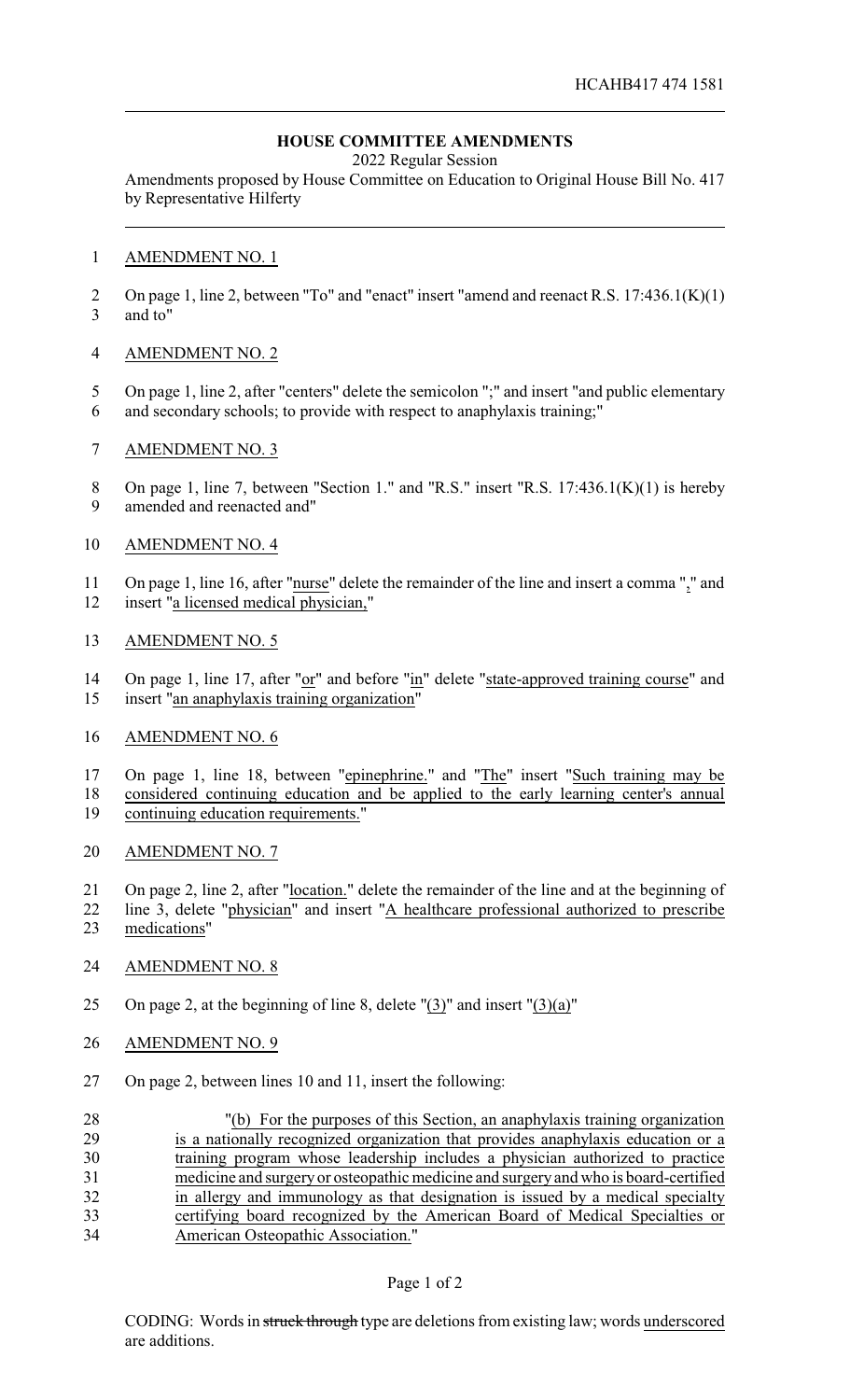HCAHB417 474 1581

## HOUSE COMMITTEE AMENDMENTS

2022 Regular Session

Amendments proposed by House Committee on Education to Original House Bill No. 417 by Representative Hilferty

AMENDMENT NO. 1

On page 1, line 2, between "To" and "enact" insert "amend and reenact R.S. 17:436.1(K)(1) and to"

AMENDMENT NO. 2

On page 1, line 2, after "centers" delete the semicolon ";" and insert "and public elementary and secondary schools; to provide with respect to anaphylaxis training;"

AMENDMENT NO. 3

On page 1, line 7, between "Section 1." and "R.S." insert "R.S. 17:436.1(K)(1) is hereby amended and reenacted and"

AMENDMENT NO. 4

On page 1, line 16, after "nurse" delete the remainder of the line and insert a comma "," and insert "a licensed medical physician,"

AMENDMENT NO. 5

On page 1, line 17, after "or" and before "in" delete "state-approved training course" and insert "an anaphylaxis training organization"

AMENDMENT NO. 6

On page 1, line 18, between "epinephrine." and "The" insert "Such training may be considered continuing education and be applied to the early learning center's annual continuing education requirements."

AMENDMENT NO. 7

On page 2, line 2, after "location." delete the remainder of the line and at the beginning of line 3, delete "physician" and insert "A healthcare professional authorized to prescribe medications"

AMENDMENT NO. 8

On page 2, at the beginning of line 8, delete "(3)" and insert "(3)(a)"

AMENDMENT NO. 9

On page 2, between lines 10 and 11, insert the following:

"(b) For the purposes of this Section, an anaphylaxis training organization is a nationally recognized organization that provides anaphylaxis education or a training program whose leadership includes a physician authorized to practice medicine and surgery or osteopathic medicine and surgery and who is board-certified in allergy and immunology as that designation is issued by a medical specialty certifying board recognized by the American Board of Medical Specialties or American Osteopathic Association."

CODING: Words in ~~struck through~~ type are deletions from existing law; words underscored are additions.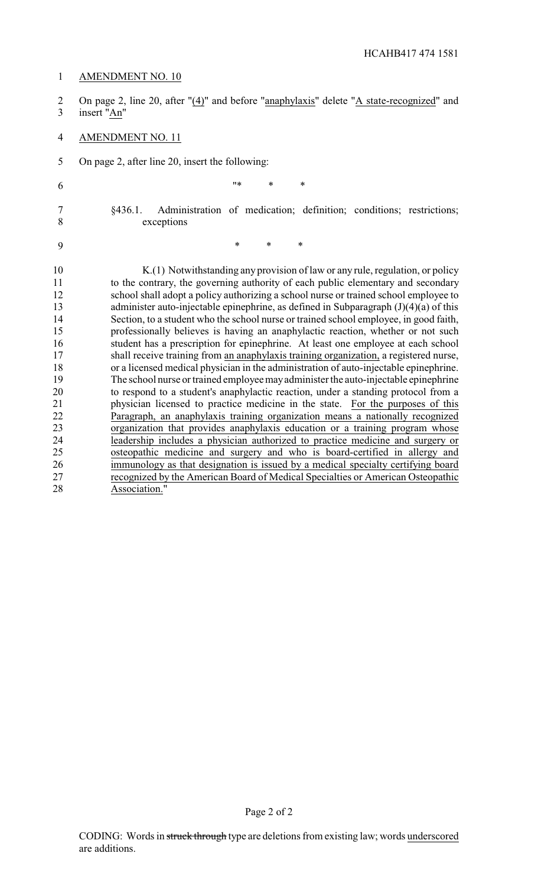AMENDMENT NO. 10

On page 2, line 20, after "(4)" and before "anaphylaxis" delete "A state-recognized" and insert "An"

AMENDMENT NO. 11

On page 2, after line 20, insert the following:

"* * *

§436.1. Administration of medication; definition; conditions; restrictions; exceptions

* * *

K.(1) Notwithstanding any provision of law or any rule, regulation, or policy to the contrary, the governing authority of each public elementary and secondary school shall adopt a policy authorizing a school nurse or trained school employee to administer auto-injectable epinephrine, as defined in Subparagraph (J)(4)(a) of this Section, to a student who the school nurse or trained school employee, in good faith, professionally believes is having an anaphylactic reaction, whether or not such student has a prescription for epinephrine. At least one employee at each school shall receive training from an anaphylaxis training organization, a registered nurse, or a licensed medical physician in the administration of auto-injectable epinephrine. The school nurse or trained employee may administer the auto-injectable epinephrine to respond to a student's anaphylactic reaction, under a standing protocol from a physician licensed to practice medicine in the state. For the purposes of this Paragraph, an anaphylaxis training organization means a nationally recognized organization that provides anaphylaxis education or a training program whose leadership includes a physician authorized to practice medicine and surgery or osteopathic medicine and surgery and who is board-certified in allergy and immunology as that designation is issued by a medical specialty certifying board recognized by the American Board of Medical Specialties or American Osteopathic Association."

CODING: Words in ~~struck through~~ type are deletions from existing law; words underscored are additions.